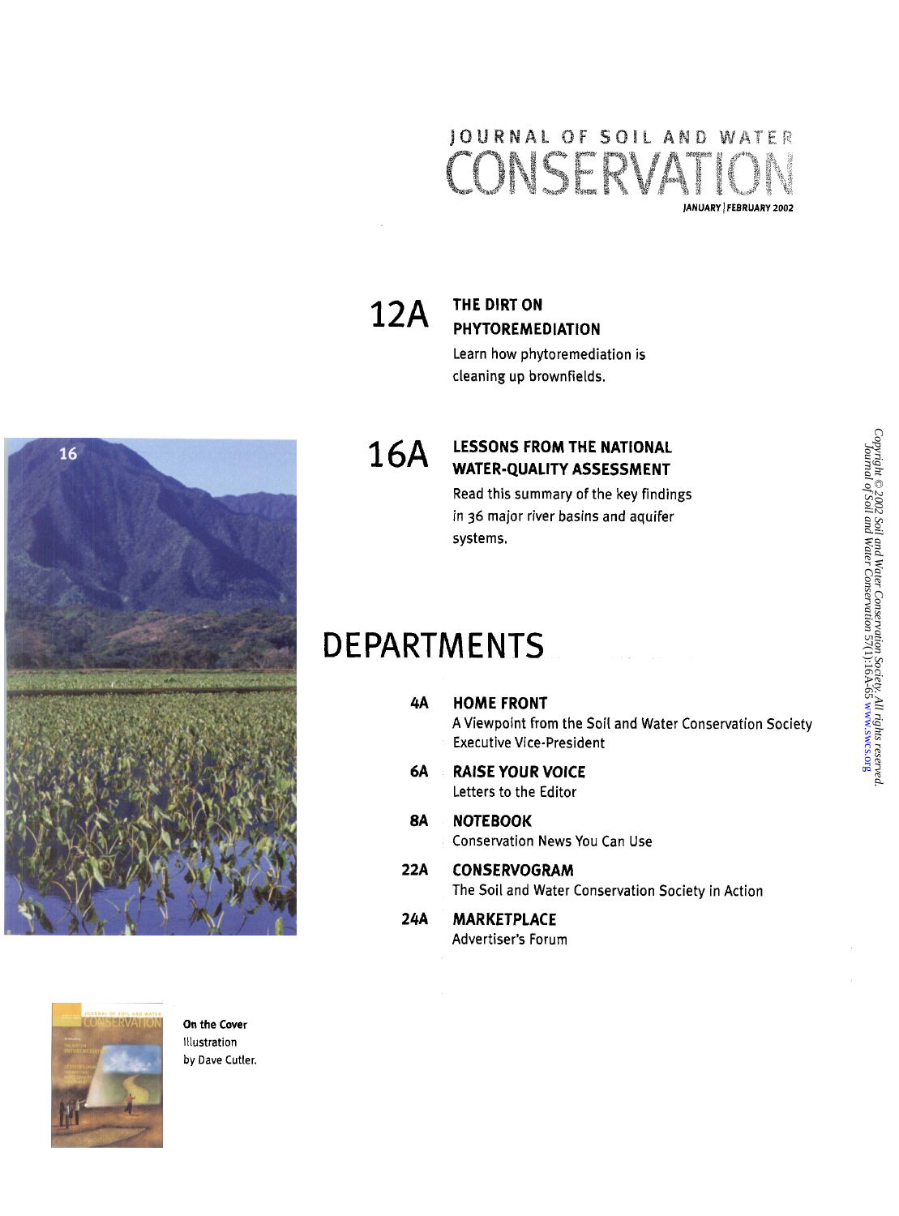# JOURNAL OF SOIL AND WATER CONSERVATION

JANUARY | FEBRUARY 2002

## 12A THE DIRT ON PHYTOREMEDIATION

Learn how phytoremediation is cleaning up brownfields.

## 16A LESSONS FROM THE NATIONAL WATER-QUALITY ASSESSMENT

Read this summary of the key findings in 36 major river basins and aquifer systems.

# DEPARTMENTS

**4A HOME FRONT**
A Viewpoint from the Soil and Water Conservation Society Executive Vice-President

**6A RAISE YOUR VOICE**
Letters to the Editor

**8A NOTEBOOK**
Conservation News You Can Use

**22A CONSERVOGRAM**
The Soil and Water Conservation Society in Action

**24A MARKETPLACE**
Advertiser's Forum

**On the Cover**
Illustration by Dave Cutler.

Copyright © 2002 Soil and Water Conservation Society. All rights reserved.
Journal of Soil and Water Conservation 57(1):16A-65 www.swcs.org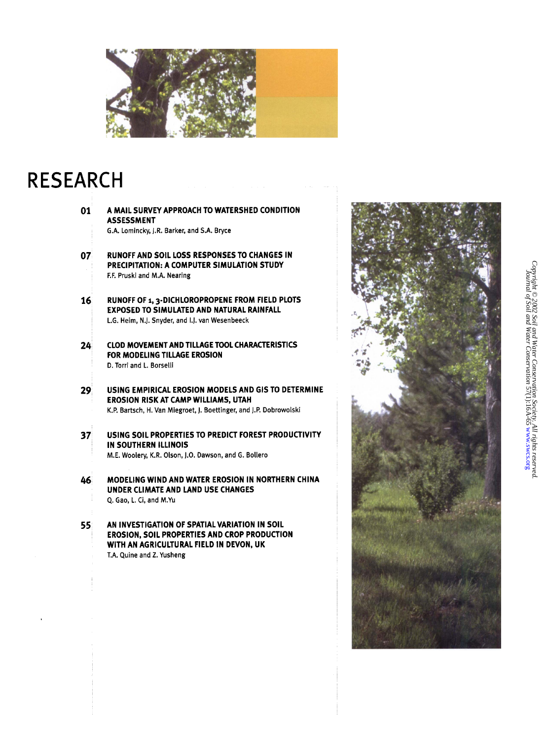# RESEARCH

**01** **A MAIL SURVEY APPROACH TO WATERSHED CONDITION ASSESSMENT**
G.A. Lomincky, J.R. Barker, and S.A. Bryce

**07** **RUNOFF AND SOIL LOSS RESPONSES TO CHANGES IN PRECIPITATION: A COMPUTER SIMULATION STUDY**
F.F. Pruski and M.A. Nearing

**16** **RUNOFF OF 1, 3-DICHLOROPROPENE FROM FIELD PLOTS EXPOSED TO SIMULATED AND NATURAL RAINFALL**
L.G. Heim, N.J. Snyder, and I.J. van Wesenbeeck

**24** **CLOD MOVEMENT AND TILLAGE TOOL CHARACTERISTICS FOR MODELING TILLAGE EROSION**
D. Torri and L. Borselli

**29** **USING EMPIRICAL EROSION MODELS AND GIS TO DETERMINE EROSION RISK AT CAMP WILLIAMS, UTAH**
K.P. Bartsch, H. Van Miegroet, J. Boettinger, and J.P. Dobrowolski

**37** **USING SOIL PROPERTIES TO PREDICT FOREST PRODUCTIVITY IN SOUTHERN ILLINOIS**
M.E. Woolery, K.R. Olson, J.O. Dawson, and G. Bollero

**46** **MODELING WIND AND WATER EROSION IN NORTHERN CHINA UNDER CLIMATE AND LAND USE CHANGES**
Q. Gao, L. Ci, and M.Yu

**55** **AN INVESTIGATION OF SPATIAL VARIATION IN SOIL EROSION, SOIL PROPERTIES AND CROP PRODUCTION WITH AN AGRICULTURAL FIELD IN DEVON, UK**
T.A. Quine and Z. Yusheng